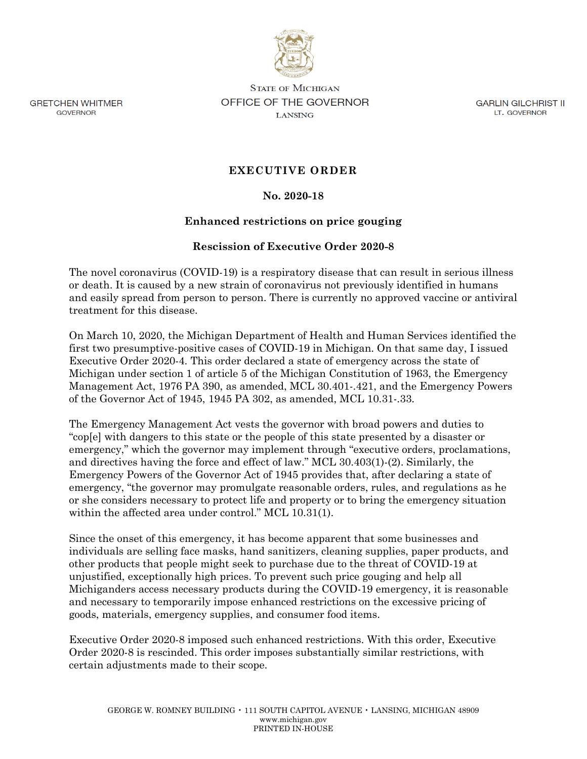GRETCHEN WHITMER
GOVERNOR

STATE OF MICHIGAN
OFFICE OF THE GOVERNOR
LANSING

GARLIN GILCHRIST II
LT. GOVERNOR

# EXECUTIVE ORDER

## No. 2020-18

## Enhanced restrictions on price gouging

## Rescission of Executive Order 2020-8

The novel coronavirus (COVID-19) is a respiratory disease that can result in serious illness or death. It is caused by a new strain of coronavirus not previously identified in humans and easily spread from person to person. There is currently no approved vaccine or antiviral treatment for this disease.

On March 10, 2020, the Michigan Department of Health and Human Services identified the first two presumptive-positive cases of COVID-19 in Michigan. On that same day, I issued Executive Order 2020-4. This order declared a state of emergency across the state of Michigan under section 1 of article 5 of the Michigan Constitution of 1963, the Emergency Management Act, 1976 PA 390, as amended, MCL 30.401-.421, and the Emergency Powers of the Governor Act of 1945, 1945 PA 302, as amended, MCL 10.31-.33.

The Emergency Management Act vests the governor with broad powers and duties to "cop[e] with dangers to this state or the people of this state presented by a disaster or emergency," which the governor may implement through "executive orders, proclamations, and directives having the force and effect of law." MCL 30.403(1)-(2). Similarly, the Emergency Powers of the Governor Act of 1945 provides that, after declaring a state of emergency, "the governor may promulgate reasonable orders, rules, and regulations as he or she considers necessary to protect life and property or to bring the emergency situation within the affected area under control." MCL 10.31(1).

Since the onset of this emergency, it has become apparent that some businesses and individuals are selling face masks, hand sanitizers, cleaning supplies, paper products, and other products that people might seek to purchase due to the threat of COVID-19 at unjustified, exceptionally high prices. To prevent such price gouging and help all Michiganders access necessary products during the COVID-19 emergency, it is reasonable and necessary to temporarily impose enhanced restrictions on the excessive pricing of goods, materials, emergency supplies, and consumer food items.

Executive Order 2020-8 imposed such enhanced restrictions. With this order, Executive Order 2020-8 is rescinded. This order imposes substantially similar restrictions, with certain adjustments made to their scope.

GEORGE W. ROMNEY BUILDING • 111 SOUTH CAPITOL AVENUE • LANSING, MICHIGAN 48909
www.michigan.gov
PRINTED IN-HOUSE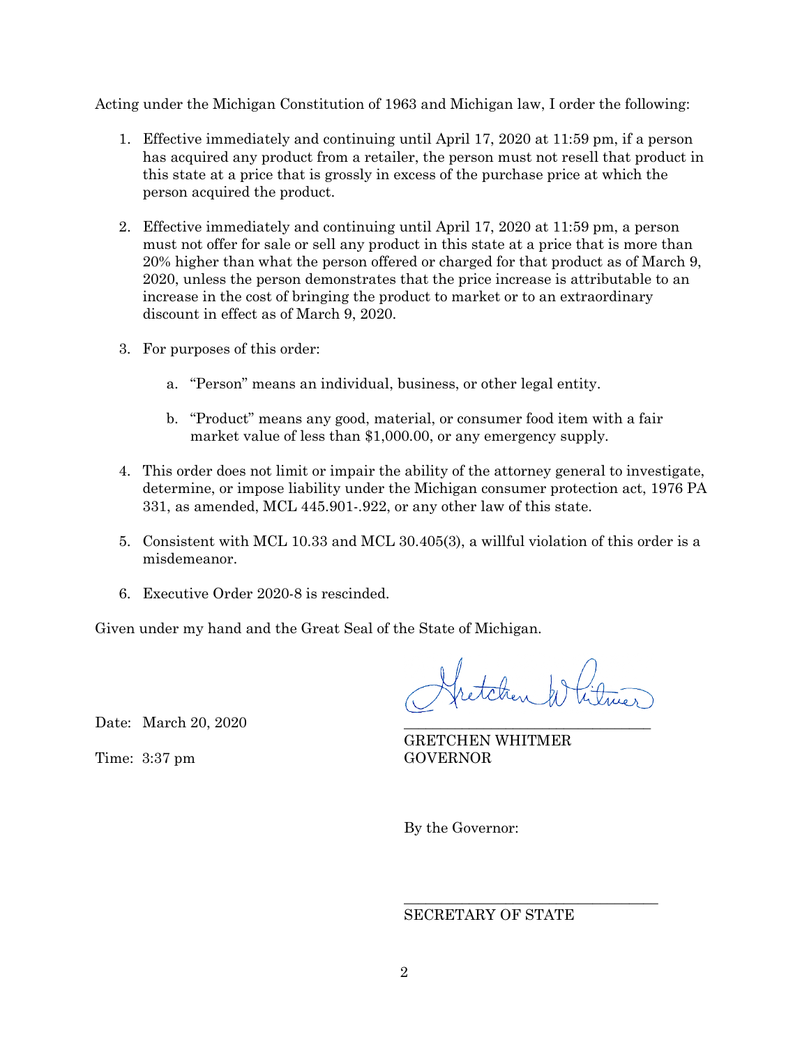Acting under the Michigan Constitution of 1963 and Michigan law, I order the following:

1. Effective immediately and continuing until April 17, 2020 at 11:59 pm, if a person has acquired any product from a retailer, the person must not resell that product in this state at a price that is grossly in excess of the purchase price at which the person acquired the product.

2. Effective immediately and continuing until April 17, 2020 at 11:59 pm, a person must not offer for sale or sell any product in this state at a price that is more than 20% higher than what the person offered or charged for that product as of March 9, 2020, unless the person demonstrates that the price increase is attributable to an increase in the cost of bringing the product to market or to an extraordinary discount in effect as of March 9, 2020.

3. For purposes of this order:

    a. "Person" means an individual, business, or other legal entity.

    b. "Product" means any good, material, or consumer food item with a fair market value of less than $1,000.00, or any emergency supply.

4. This order does not limit or impair the ability of the attorney general to investigate, determine, or impose liability under the Michigan consumer protection act, 1976 PA 331, as amended, MCL 445.901-.922, or any other law of this state.

5. Consistent with MCL 10.33 and MCL 30.405(3), a willful violation of this order is a misdemeanor.

6. Executive Order 2020-8 is rescinded.

Given under my hand and the Great Seal of the State of Michigan.

Date: March 20, 2020

Time: 3:37 pm

GRETCHEN WHITMER
GOVERNOR

By the Governor:

SECRETARY OF STATE